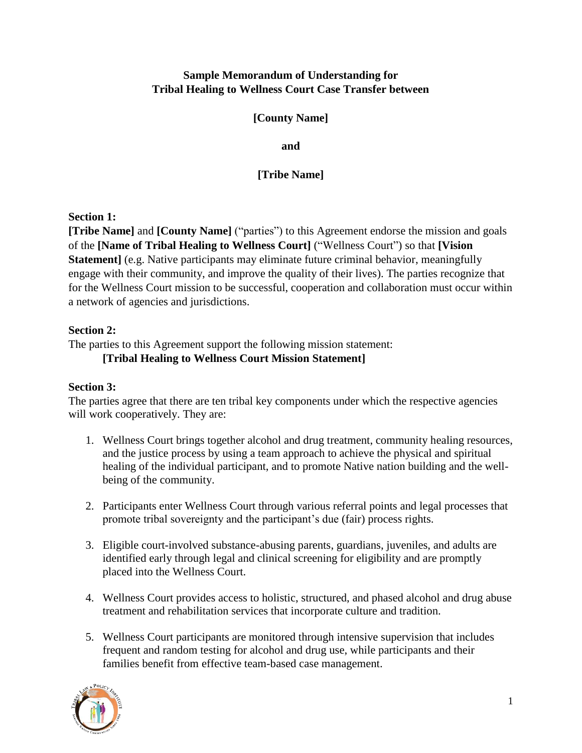**Sample Memorandum of Understanding for Tribal Healing to Wellness Court Case Transfer between**

**[County Name]**

**and**

**[Tribe Name]**

**Section 1:**

**[Tribe Name]** and **[County Name]** ("parties") to this Agreement endorse the mission and goals of the **[Name of Tribal Healing to Wellness Court]** ("Wellness Court") so that **[Vision Statement]** (e.g. Native participants may eliminate future criminal behavior, meaningfully engage with their community, and improve the quality of their lives). The parties recognize that for the Wellness Court mission to be successful, cooperation and collaboration must occur within a network of agencies and jurisdictions.

**Section 2:**

The parties to this Agreement support the following mission statement:

**[Tribal Healing to Wellness Court Mission Statement]**

**Section 3:**

The parties agree that there are ten tribal key components under which the respective agencies will work cooperatively. They are:

1. Wellness Court brings together alcohol and drug treatment, community healing resources, and the justice process by using a team approach to achieve the physical and spiritual healing of the individual participant, and to promote Native nation building and the well-being of the community.

2. Participants enter Wellness Court through various referral points and legal processes that promote tribal sovereignty and the participant's due (fair) process rights.

3. Eligible court-involved substance-abusing parents, guardians, juveniles, and adults are identified early through legal and clinical screening for eligibility and are promptly placed into the Wellness Court.

4. Wellness Court provides access to holistic, structured, and phased alcohol and drug abuse treatment and rehabilitation services that incorporate culture and tradition.

5. Wellness Court participants are monitored through intensive supervision that includes frequent and random testing for alcohol and drug use, while participants and their families benefit from effective team-based case management.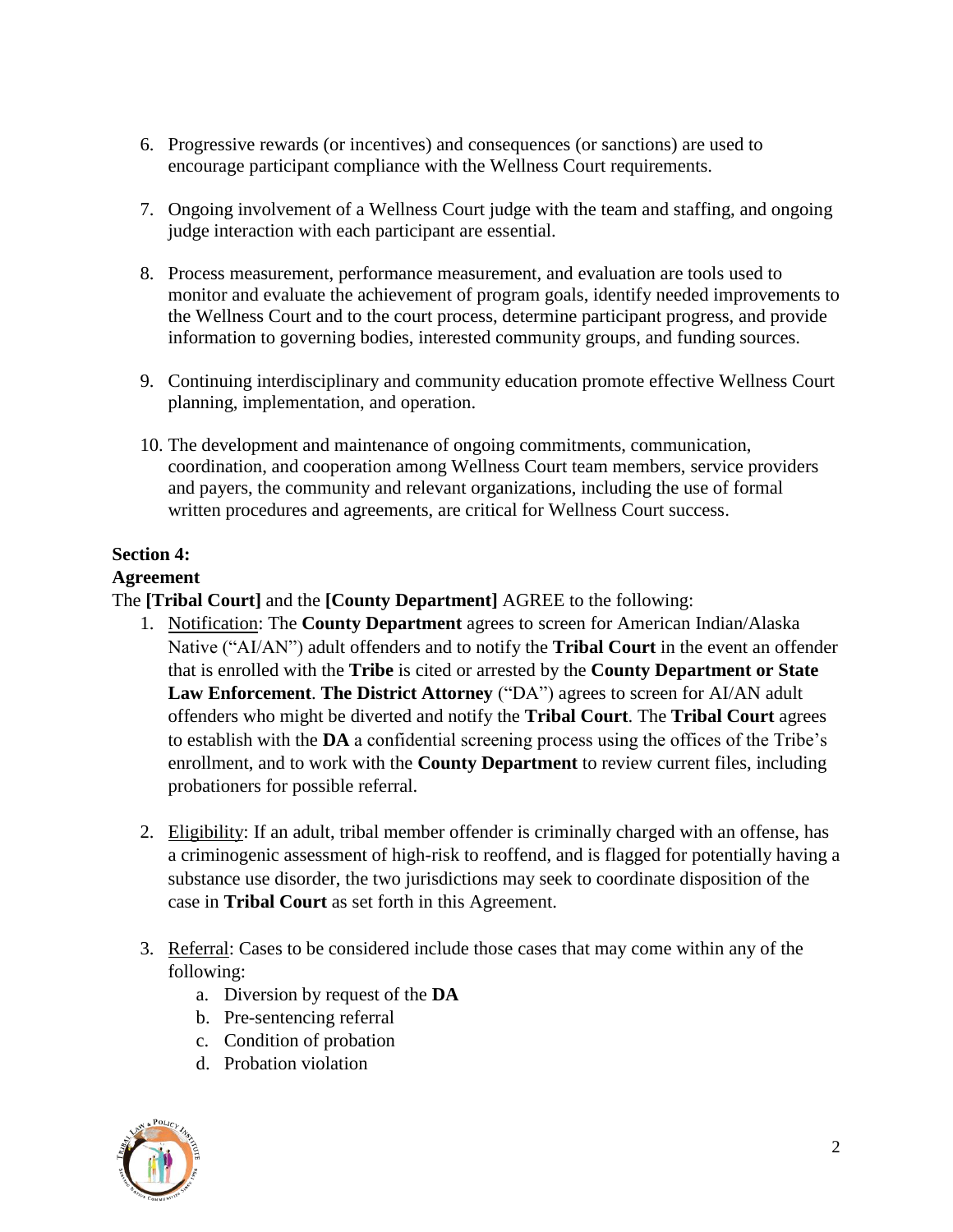6. Progressive rewards (or incentives) and consequences (or sanctions) are used to encourage participant compliance with the Wellness Court requirements.

7. Ongoing involvement of a Wellness Court judge with the team and staffing, and ongoing judge interaction with each participant are essential.

8. Process measurement, performance measurement, and evaluation are tools used to monitor and evaluate the achievement of program goals, identify needed improvements to the Wellness Court and to the court process, determine participant progress, and provide information to governing bodies, interested community groups, and funding sources.

9. Continuing interdisciplinary and community education promote effective Wellness Court planning, implementation, and operation.

10. The development and maintenance of ongoing commitments, communication, coordination, and cooperation among Wellness Court team members, service providers and payers, the community and relevant organizations, including the use of formal written procedures and agreements, are critical for Wellness Court success.

**Section 4:**

**Agreement**

The **[Tribal Court]** and the **[County Department]** AGREE to the following:

1. Notification: The **County Department** agrees to screen for American Indian/Alaska Native ("AI/AN") adult offenders and to notify the **Tribal Court** in the event an offender that is enrolled with the **Tribe** is cited or arrested by the **County Department or State Law Enforcement**. **The District Attorney** ("DA") agrees to screen for AI/AN adult offenders who might be diverted and notify the **Tribal Court**. The **Tribal Court** agrees to establish with the **DA** a confidential screening process using the offices of the Tribe's enrollment, and to work with the **County Department** to review current files, including probationers for possible referral.

2. Eligibility: If an adult, tribal member offender is criminally charged with an offense, has a criminogenic assessment of high-risk to reoffend, and is flagged for potentially having a substance use disorder, the two jurisdictions may seek to coordinate disposition of the case in **Tribal Court** as set forth in this Agreement.

3. Referral: Cases to be considered include those cases that may come within any of the following:
   a. Diversion by request of the **DA**
   b. Pre-sentencing referral
   c. Condition of probation
   d. Probation violation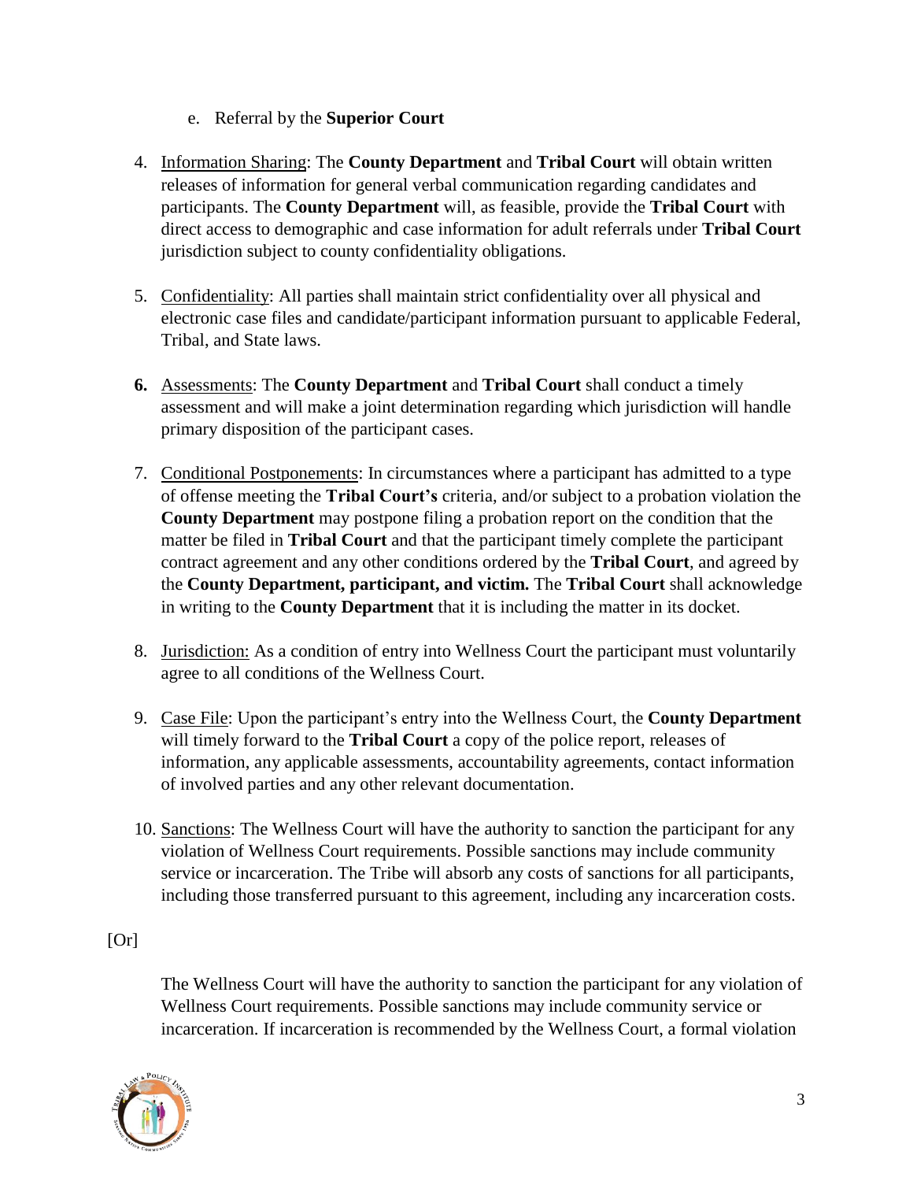e. Referral by the **Superior Court**

4. Information Sharing: The **County Department** and **Tribal Court** will obtain written releases of information for general verbal communication regarding candidates and participants. The **County Department** will, as feasible, provide the **Tribal Court** with direct access to demographic and case information for adult referrals under **Tribal Court** jurisdiction subject to county confidentiality obligations.

5. Confidentiality: All parties shall maintain strict confidentiality over all physical and electronic case files and candidate/participant information pursuant to applicable Federal, Tribal, and State laws.

6. Assessments: The **County Department** and **Tribal Court** shall conduct a timely assessment and will make a joint determination regarding which jurisdiction will handle primary disposition of the participant cases.

7. Conditional Postponements: In circumstances where a participant has admitted to a type of offense meeting the **Tribal Court's** criteria, and/or subject to a probation violation the **County Department** may postpone filing a probation report on the condition that the matter be filed in **Tribal Court** and that the participant timely complete the participant contract agreement and any other conditions ordered by the **Tribal Court**, and agreed by the **County Department, participant, and victim.** The **Tribal Court** shall acknowledge in writing to the **County Department** that it is including the matter in its docket.

8. Jurisdiction: As a condition of entry into Wellness Court the participant must voluntarily agree to all conditions of the Wellness Court.

9. Case File: Upon the participant's entry into the Wellness Court, the **County Department** will timely forward to the **Tribal Court** a copy of the police report, releases of information, any applicable assessments, accountability agreements, contact information of involved parties and any other relevant documentation.

10. Sanctions: The Wellness Court will have the authority to sanction the participant for any violation of Wellness Court requirements. Possible sanctions may include community service or incarceration. The Tribe will absorb any costs of sanctions for all participants, including those transferred pursuant to this agreement, including any incarceration costs.

[Or]

The Wellness Court will have the authority to sanction the participant for any violation of Wellness Court requirements. Possible sanctions may include community service or incarceration. If incarceration is recommended by the Wellness Court, a formal violation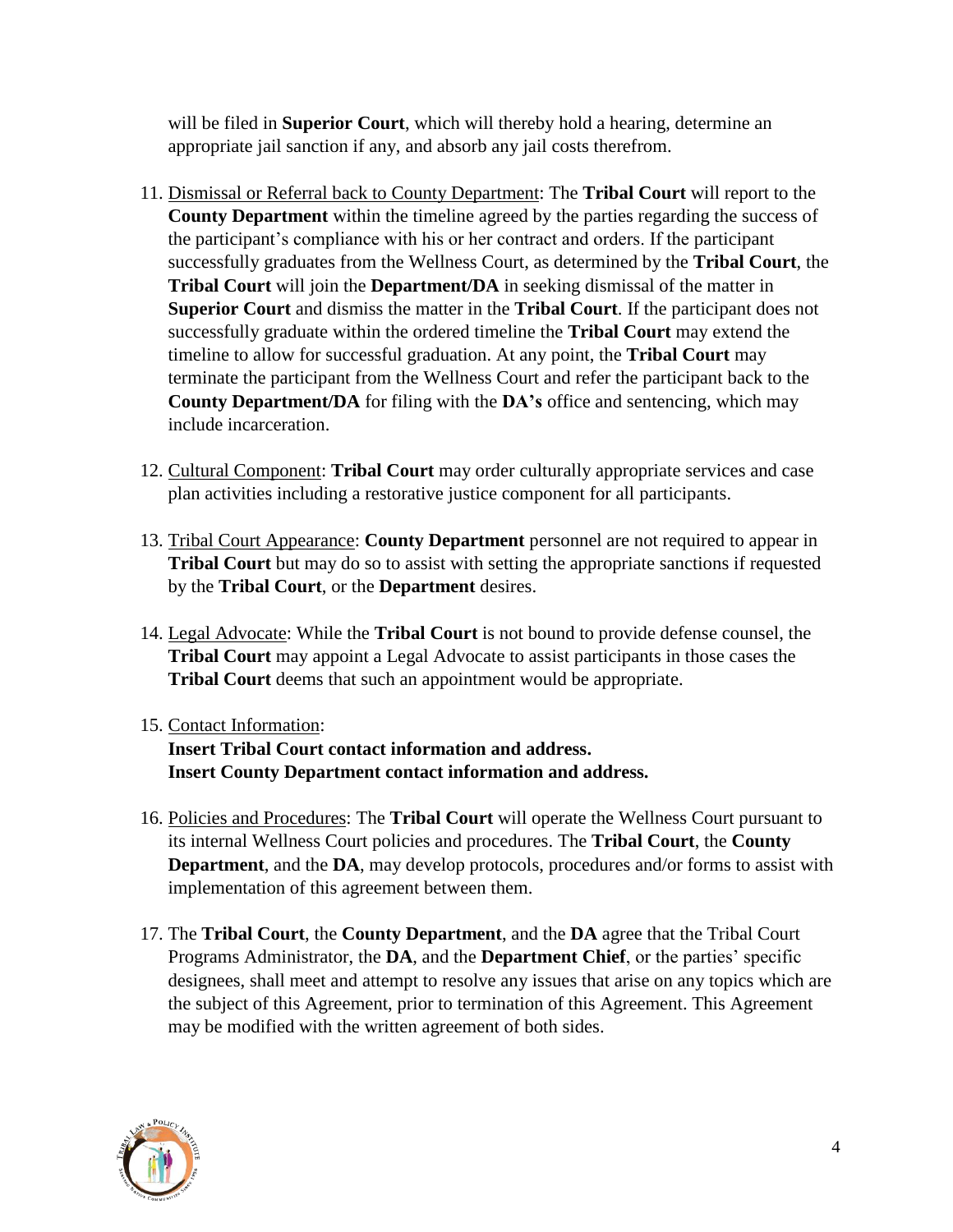will be filed in **Superior Court**, which will thereby hold a hearing, determine an appropriate jail sanction if any, and absorb any jail costs therefrom.

11. Dismissal or Referral back to County Department: The **Tribal Court** will report to the **County Department** within the timeline agreed by the parties regarding the success of the participant's compliance with his or her contract and orders. If the participant successfully graduates from the Wellness Court, as determined by the **Tribal Court**, the **Tribal Court** will join the **Department/DA** in seeking dismissal of the matter in **Superior Court** and dismiss the matter in the **Tribal Court**. If the participant does not successfully graduate within the ordered timeline the **Tribal Court** may extend the timeline to allow for successful graduation. At any point, the **Tribal Court** may terminate the participant from the Wellness Court and refer the participant back to the **County Department/DA** for filing with the **DA's** office and sentencing, which may include incarceration.

12. Cultural Component: **Tribal Court** may order culturally appropriate services and case plan activities including a restorative justice component for all participants.

13. Tribal Court Appearance: **County Department** personnel are not required to appear in **Tribal Court** but may do so to assist with setting the appropriate sanctions if requested by the **Tribal Court**, or the **Department** desires.

14. Legal Advocate: While the **Tribal Court** is not bound to provide defense counsel, the **Tribal Court** may appoint a Legal Advocate to assist participants in those cases the **Tribal Court** deems that such an appointment would be appropriate.

15. Contact Information:
    **Insert Tribal Court contact information and address.**
    **Insert County Department contact information and address.**

16. Policies and Procedures: The **Tribal Court** will operate the Wellness Court pursuant to its internal Wellness Court policies and procedures. The **Tribal Court**, the **County Department**, and the **DA**, may develop protocols, procedures and/or forms to assist with implementation of this agreement between them.

17. The **Tribal Court**, the **County Department**, and the **DA** agree that the Tribal Court Programs Administrator, the **DA**, and the **Department Chief**, or the parties' specific designees, shall meet and attempt to resolve any issues that arise on any topics which are the subject of this Agreement, prior to termination of this Agreement. This Agreement may be modified with the written agreement of both sides.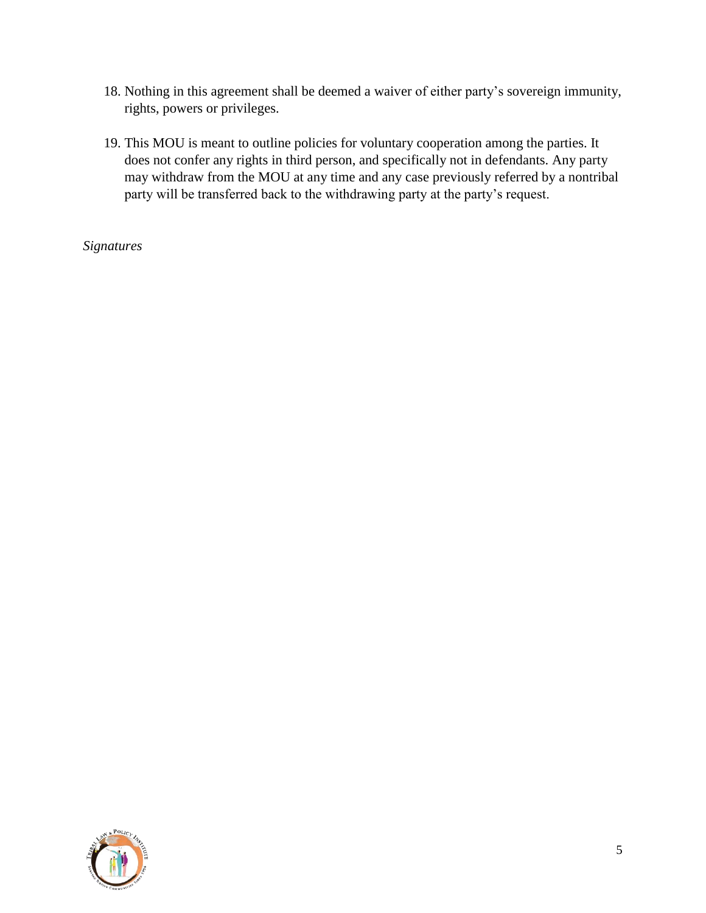18. Nothing in this agreement shall be deemed a waiver of either party's sovereign immunity, rights, powers or privileges.

19. This MOU is meant to outline policies for voluntary cooperation among the parties. It does not confer any rights in third person, and specifically not in defendants. Any party may withdraw from the MOU at any time and any case previously referred by a nontribal party will be transferred back to the withdrawing party at the party's request.

*Signatures*